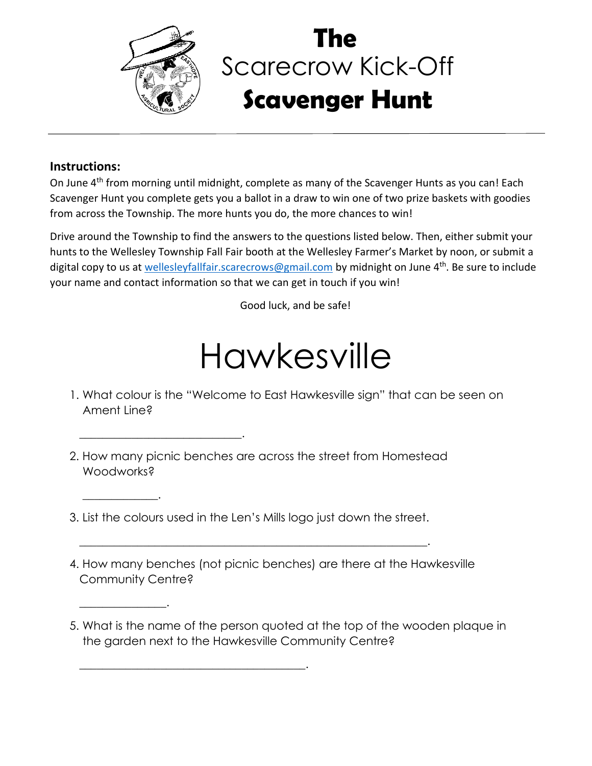# The Scarecrow Kick-Off Scavenger Hunt

**Instructions:**

On June 4th from morning until midnight, complete as many of the Scavenger Hunts as you can! Each Scavenger Hunt you complete gets you a ballot in a draw to win one of two prize baskets with goodies from across the Township. The more hunts you do, the more chances to win!

Drive around the Township to find the answers to the questions listed below. Then, either submit your hunts to the Wellesley Township Fall Fair booth at the Wellesley Farmer's Market by noon, or submit a digital copy to us at wellesleyfallfair.scarecrows@gmail.com by midnight on June 4th. Be sure to include your name and contact information so that we can get in touch if you win!

Good luck, and be safe!

# Hawkesville

1. What colour is the "Welcome to East Hawkesville sign" that can be seen on Ament Line?

   ___________________________.

2. How many picnic benches are across the street from Homestead Woodworks?

   ____________.

3. List the colours used in the Len's Mills logo just down the street.

   ___________________________________________________________.

4. How many benches (not picnic benches) are there at the Hawkesville Community Centre?

   ______________.

5. What is the name of the person quoted at the top of the wooden plaque in the garden next to the Hawkesville Community Centre?

   _______________________________________.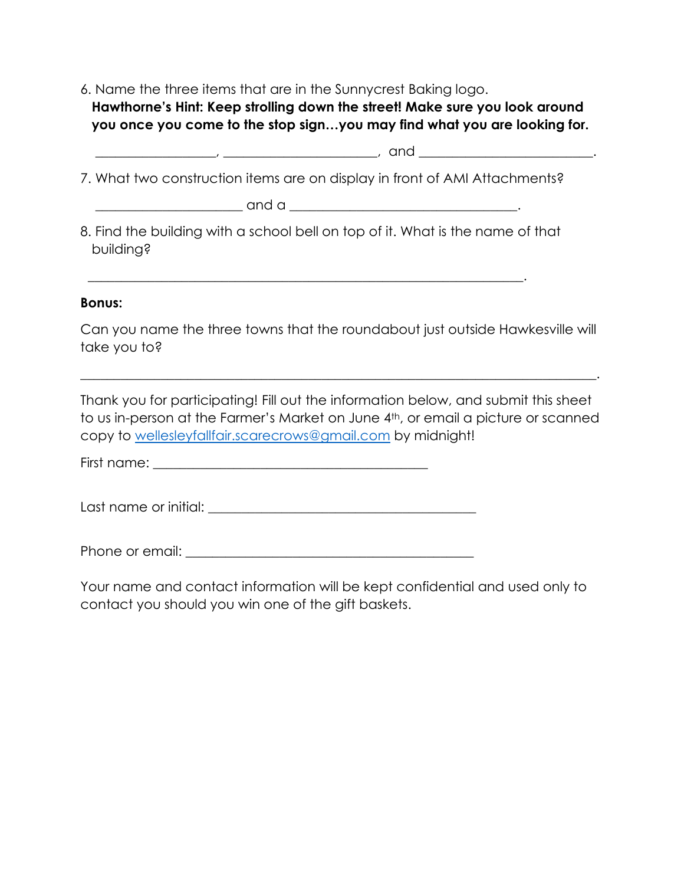6. Name the three items that are in the Sunnycrest Baking logo.
   **Hawthorne's Hint: Keep strolling down the street! Make sure you look around you once you come to the stop sign…you may find what you are looking for.**

   ________________, ____________________, and _______________________.

7. What two construction items are on display in front of AMI Attachments?

   ___________________ and a ____________________________.

8. Find the building with a school bell on top of it. What is the name of that building?

   _________________________________________________________.

**Bonus:**

Can you name the three towns that the roundabout just outside Hawkesville will take you to?

_________________________________________________________________.

Thank you for participating! Fill out the information below, and submit this sheet to us in-person at the Farmer's Market on June 4th, or email a picture or scanned copy to wellesleyfallfair.scarecrows@gmail.com by midnight!

First name: ____________________________________

Last name or initial: ___________________________________

Phone or email: ______________________________________

Your name and contact information will be kept confidential and used only to contact you should you win one of the gift baskets.